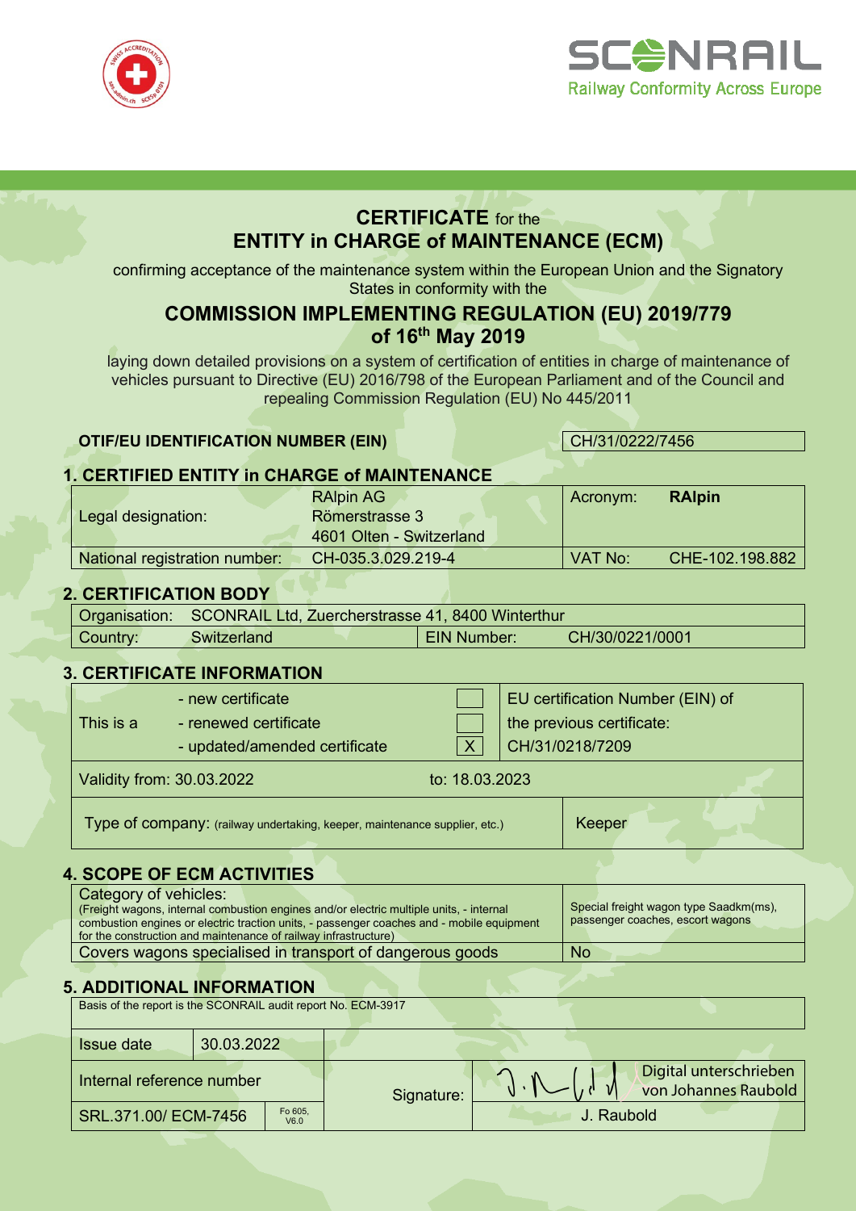SCONRAIL
Railway Conformity Across Europe

# CERTIFICATE for the ENTITY in CHARGE of MAINTENANCE (ECM)

confirming acceptance of the maintenance system within the European Union and the Signatory States in conformity with the

## COMMISSION IMPLEMENTING REGULATION (EU) 2019/779 of 16th May 2019

laying down detailed provisions on a system of certification of entities in charge of maintenance of vehicles pursuant to Directive (EU) 2016/798 of the European Parliament and of the Council and repealing Commission Regulation (EU) No 445/2011

| **OTIF/EU IDENTIFICATION NUMBER (EIN)** | CH/31/0222/7456 |
|---|---|

## 1. CERTIFIED ENTITY in CHARGE of MAINTENANCE

| | | | |
|---|---|---|---|
| Legal designation: | RAlpin AG<br>Römerstrasse 3<br>4601 Olten - Switzerland | Acronym: | **RAlpin** |
| National registration number: | CH-035.3.029.219-4 | VAT No: | CHE-102.198.882 |

## 2. CERTIFICATION BODY

| | | | |
|---|---|---|---|
| Organisation: | SCONRAIL Ltd, Zuercherstrasse 41, 8400 Winterthur | | |
| Country: | Switzerland | EIN Number: | CH/30/0221/0001 |

## 3. CERTIFICATE INFORMATION

| | | | |
|---|---|---|---|
| This is a | - new certificate | ☐ | EU certification Number (EIN) of the previous certificate: CH/31/0218/7209 |
| | - renewed certificate | ☐ | |
| | - updated/amended certificate | X | |
| Validity from: 30.03.2022 | to: 18.03.2023 | | |
| Type of company: (railway undertaking, keeper, maintenance supplier, etc.) | | | Keeper |

## 4. SCOPE OF ECM ACTIVITIES

| | |
|---|---|
| Category of vehicles:<br>(Freight wagons, internal combustion engines and/or electric multiple units, - internal combustion engines or electric traction units, - passenger coaches and - mobile equipment for the construction and maintenance of railway infrastructure) | Special freight wagon type Saadkm(ms), passenger coaches, escort wagons |
| Covers wagons specialised in transport of dangerous goods | No |

## 5. ADDITIONAL INFORMATION

Basis of the report is the SCONRAIL audit report No. ECM-3917

| | | |
|---|---|---|
| Issue date | 30.03.2022 | |
| Internal reference number | | Signature: Digital unterschrieben von Johannes Raubold |
| SRL.371.00/ ECM-7456 | Fo 605, V6.0 | J. Raubold |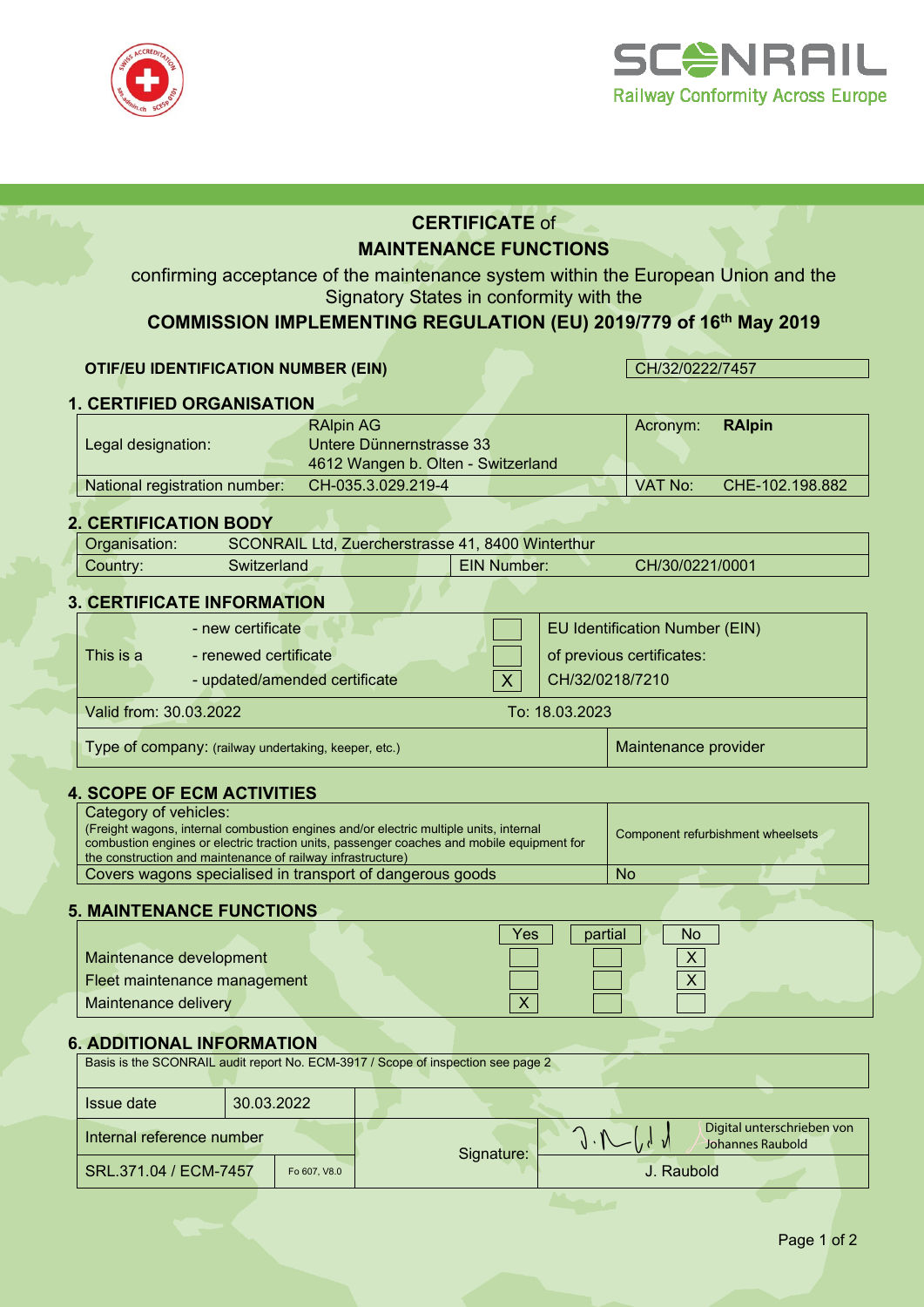# CERTIFICATE of MAINTENANCE FUNCTIONS

confirming acceptance of the maintenance system within the European Union and the Signatory States in conformity with the

**COMMISSION IMPLEMENTING REGULATION (EU) 2019/779 of 16th May 2019**

| **OTIF/EU IDENTIFICATION NUMBER (EIN)** | CH/32/0222/7457 |
|---|---|

## 1. CERTIFIED ORGANISATION

| | | | |
|---|---|---|---|
| Legal designation: | RAlpin AG<br>Untere Dünnernstrasse 33<br>4612 Wangen b. Olten - Switzerland | Acronym: | **RAlpin** |
| National registration number: | CH-035.3.029.219-4 | VAT No: | CHE-102.198.882 |

## 2. CERTIFICATION BODY

| | | | |
|---|---|---|---|
| Organisation: | SCONRAIL Ltd, Zuercherstrasse 41, 8400 Winterthur | | |
| Country: | Switzerland | EIN Number: | CH/30/0221/0001 |

## 3. CERTIFICATE INFORMATION

| | | | |
|---|---|---|---|
| This is a | - new certificate | | EU Identification Number (EIN) |
| | - renewed certificate | | of previous certificates: |
| | - updated/amended certificate | X | CH/32/0218/7210 |
| Valid from: 30.03.2022 | | To: 18.03.2023 | |
| Type of company: (railway undertaking, keeper, etc.) | | | Maintenance provider |

## 4. SCOPE OF ECM ACTIVITIES

| | |
|---|---|
| Category of vehicles:<br>(Freight wagons, internal combustion engines and/or electric multiple units, internal combustion engines or electric traction units, passenger coaches and mobile equipment for the construction and maintenance of railway infrastructure) | Component refurbishment wheelsets |
| Covers wagons specialised in transport of dangerous goods | No |

## 5. MAINTENANCE FUNCTIONS

| | Yes | partial | No |
|---|---|---|---|
| Maintenance development | | | X |
| Fleet maintenance management | | | X |
| Maintenance delivery | X | | |

## 6. ADDITIONAL INFORMATION

Basis is the SCONRAIL audit report No. ECM-3917 / Scope of inspection see page 2

| | | |
|---|---|---|
| Issue date | 30.03.2022 | |
| Internal reference number | | Signature: Digital unterschrieben von Johannes Raubold |
| SRL.371.04 / ECM-7457 | Fo 607, V8.0 | J. Raubold |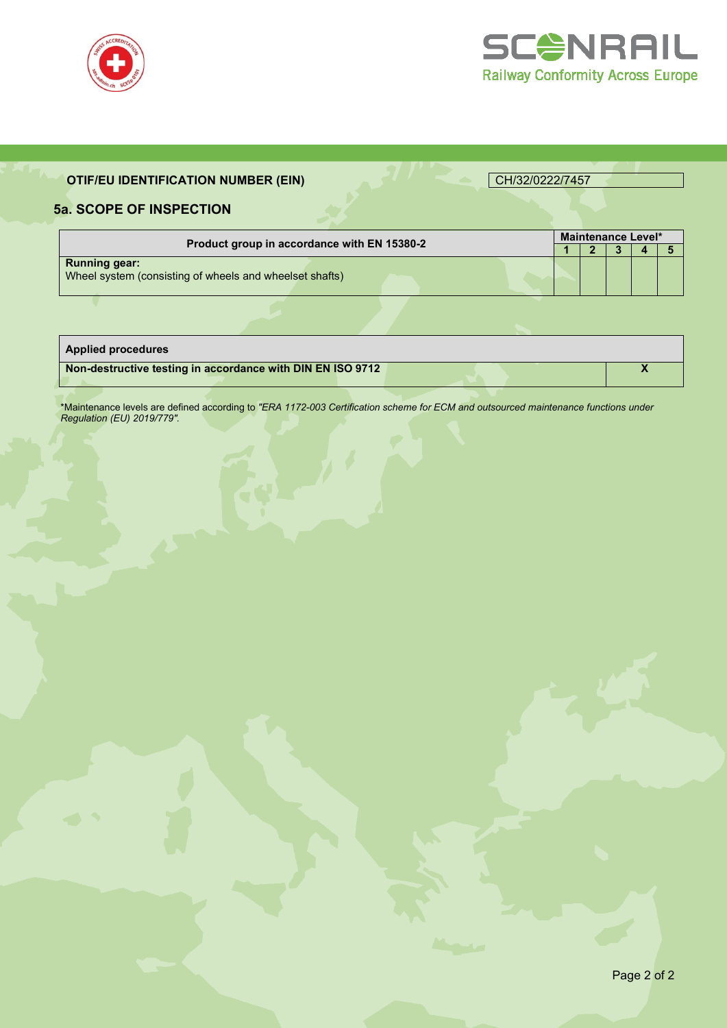**OTIF/EU IDENTIFICATION NUMBER (EIN)** CH/32/0222/7457

## 5a. SCOPE OF INSPECTION

| Product group in accordance with EN 15380-2 | Maintenance Level* | | | | |
|---|---|---|---|---|---|
| | 1 | 2 | 3 | 4 | 5 |
| **Running gear:**<br>Wheel system (consisting of wheels and wheelset shafts) | | | | | |

| Applied procedures | |
|---|---|
| **Non-destructive testing in accordance with DIN EN ISO 9712** | **X** |

*Maintenance levels are defined according to *"ERA 1172-003 Certification scheme for ECM and outsourced maintenance functions under Regulation (EU) 2019/779".*